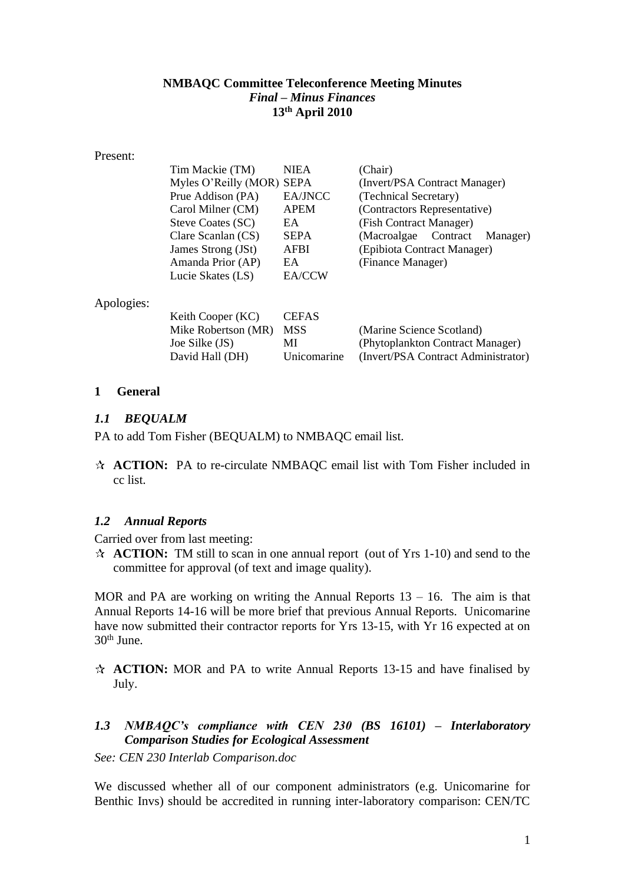**NMBAQC Committee Teleconference Meeting Minutes**
***Final – Minus Finances***
**13th April 2010**

Present:

| | | |
|---|---|---|
| Tim Mackie (TM) | NIEA | (Chair) |
| Myles O'Reilly (MOR) | SEPA | (Invert/PSA Contract Manager) |
| Prue Addison (PA) | EA/JNCC | (Technical Secretary) |
| Carol Milner (CM) | APEM | (Contractors Representative) |
| Steve Coates (SC) | EA | (Fish Contract Manager) |
| Clare Scanlan (CS) | SEPA | (Macroalgae Contract Manager) |
| James Strong (JSt) | AFBI | (Epibiota Contract Manager) |
| Amanda Prior (AP) | EA | (Finance Manager) |
| Lucie Skates (LS) | EA/CCW | |

Apologies:

| | | |
|---|---|---|
| Keith Cooper (KC) | CEFAS | |
| Mike Robertson (MR) | MSS | (Marine Science Scotland) |
| Joe Silke (JS) | MI | (Phytoplankton Contract Manager) |
| David Hall (DH) | Unicomarine | (Invert/PSA Contract Administrator) |

## 1 General

### *1.1 BEQUALM*

PA to add Tom Fisher (BEQUALM) to NMBAQC email list.

- ☆ **ACTION:** PA to re-circulate NMBAQC email list with Tom Fisher included in cc list.

### *1.2 Annual Reports*

Carried over from last meeting:

- ☆ **ACTION:** TM still to scan in one annual report (out of Yrs 1-10) and send to the committee for approval (of text and image quality).

MOR and PA are working on writing the Annual Reports 13 – 16. The aim is that Annual Reports 14-16 will be more brief that previous Annual Reports. Unicomarine have now submitted their contractor reports for Yrs 13-15, with Yr 16 expected at on 30th June.

- ☆ **ACTION:** MOR and PA to write Annual Reports 13-15 and have finalised by July.

### *1.3 NMBAQC's compliance with CEN 230 (BS 16101) – Interlaboratory Comparison Studies for Ecological Assessment*

*See: CEN 230 Interlab Comparison.doc*

We discussed whether all of our component administrators (e.g. Unicomarine for Benthic Invs) should be accredited in running inter-laboratory comparison: CEN/TC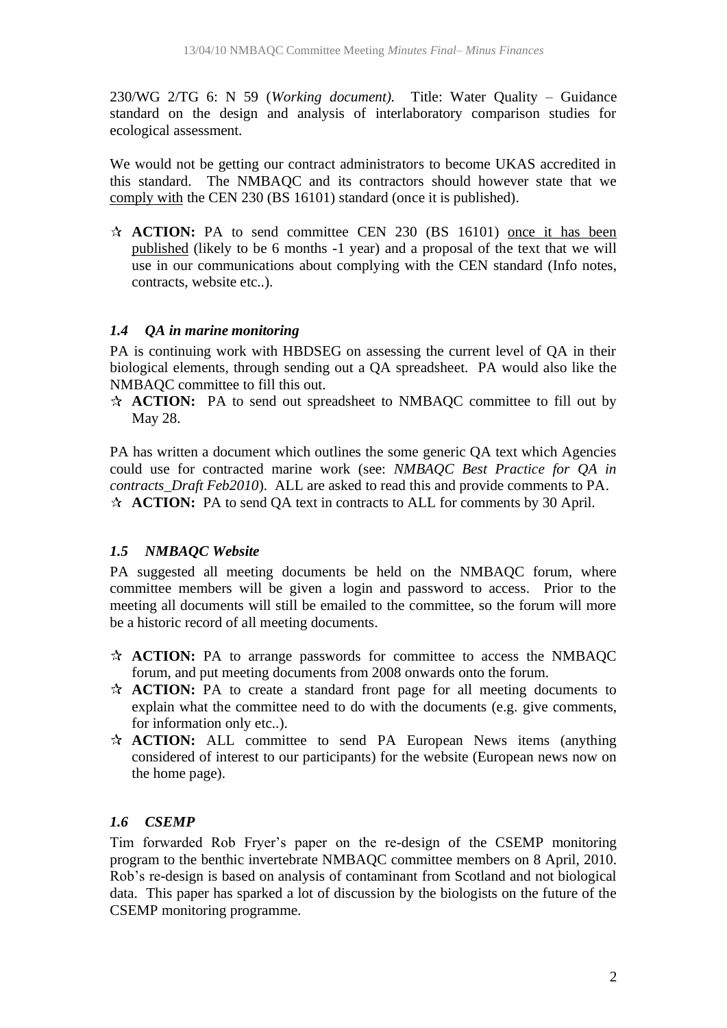230/WG 2/TG 6: N 59 (*Working document).* Title: Water Quality – Guidance standard on the design and analysis of interlaboratory comparison studies for ecological assessment.

We would not be getting our contract administrators to become UKAS accredited in this standard. The NMBAQC and its contractors should however state that we <u>comply with</u> the CEN 230 (BS 16101) standard (once it is published).

- ☆ **ACTION:** PA to send committee CEN 230 (BS 16101) <u>once it has been published</u> (likely to be 6 months -1 year) and a proposal of the text that we will use in our communications about complying with the CEN standard (Info notes, contracts, website etc..).

### *1.4 QA in marine monitoring*

PA is continuing work with HBDSEG on assessing the current level of QA in their biological elements, through sending out a QA spreadsheet. PA would also like the NMBAQC committee to fill this out.

- ☆ **ACTION:** PA to send out spreadsheet to NMBAQC committee to fill out by May 28.

PA has written a document which outlines the some generic QA text which Agencies could use for contracted marine work (see: *NMBAQC Best Practice for QA in contracts_Draft Feb2010*). ALL are asked to read this and provide comments to PA.

- ☆ **ACTION:** PA to send QA text in contracts to ALL for comments by 30 April.

### *1.5 NMBAQC Website*

PA suggested all meeting documents be held on the NMBAQC forum, where committee members will be given a login and password to access. Prior to the meeting all documents will still be emailed to the committee, so the forum will more be a historic record of all meeting documents.

- ☆ **ACTION:** PA to arrange passwords for committee to access the NMBAQC forum, and put meeting documents from 2008 onwards onto the forum.
- ☆ **ACTION:** PA to create a standard front page for all meeting documents to explain what the committee need to do with the documents (e.g. give comments, for information only etc..).
- ☆ **ACTION:** ALL committee to send PA European News items (anything considered of interest to our participants) for the website (European news now on the home page).

### *1.6 CSEMP*

Tim forwarded Rob Fryer's paper on the re-design of the CSEMP monitoring program to the benthic invertebrate NMBAQC committee members on 8 April, 2010. Rob's re-design is based on analysis of contaminant from Scotland and not biological data. This paper has sparked a lot of discussion by the biologists on the future of the CSEMP monitoring programme.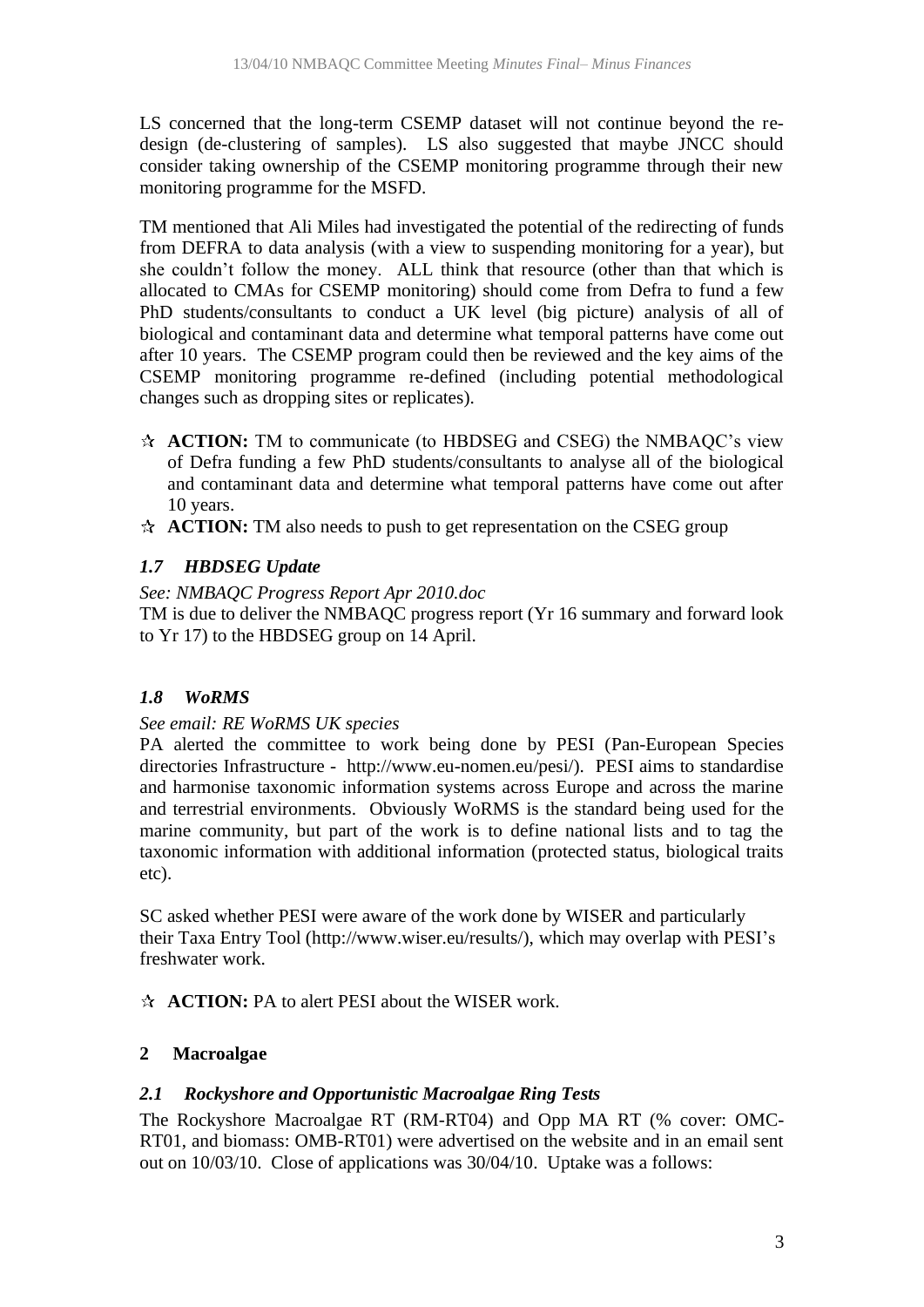LS concerned that the long-term CSEMP dataset will not continue beyond the re-design (de-clustering of samples). LS also suggested that maybe JNCC should consider taking ownership of the CSEMP monitoring programme through their new monitoring programme for the MSFD.

TM mentioned that Ali Miles had investigated the potential of the redirecting of funds from DEFRA to data analysis (with a view to suspending monitoring for a year), but she couldn't follow the money. ALL think that resource (other than that which is allocated to CMAs for CSEMP monitoring) should come from Defra to fund a few PhD students/consultants to conduct a UK level (big picture) analysis of all of biological and contaminant data and determine what temporal patterns have come out after 10 years. The CSEMP program could then be reviewed and the key aims of the CSEMP monitoring programme re-defined (including potential methodological changes such as dropping sites or replicates).

- ✰ **ACTION:** TM to communicate (to HBDSEG and CSEG) the NMBAQC's view of Defra funding a few PhD students/consultants to analyse all of the biological and contaminant data and determine what temporal patterns have come out after 10 years.
- ✰ **ACTION:** TM also needs to push to get representation on the CSEG group

### *1.7 HBDSEG Update*

*See: NMBAQC Progress Report Apr 2010.doc*

TM is due to deliver the NMBAQC progress report (Yr 16 summary and forward look to Yr 17) to the HBDSEG group on 14 April.

### *1.8 WoRMS*

*See email: RE WoRMS UK species*

PA alerted the committee to work being done by PESI (Pan-European Species directories Infrastructure - http://www.eu-nomen.eu/pesi/). PESI aims to standardise and harmonise taxonomic information systems across Europe and across the marine and terrestrial environments. Obviously WoRMS is the standard being used for the marine community, but part of the work is to define national lists and to tag the taxonomic information with additional information (protected status, biological traits etc).

SC asked whether PESI were aware of the work done by WISER and particularly their Taxa Entry Tool (http://www.wiser.eu/results/), which may overlap with PESI's freshwater work.

- ✰ **ACTION:** PA to alert PESI about the WISER work.

## 2 Macroalgae

### *2.1 Rockyshore and Opportunistic Macroalgae Ring Tests*

The Rockyshore Macroalgae RT (RM-RT04) and Opp MA RT (% cover: OMC-RT01, and biomass: OMB-RT01) were advertised on the website and in an email sent out on 10/03/10. Close of applications was 30/04/10. Uptake was a follows: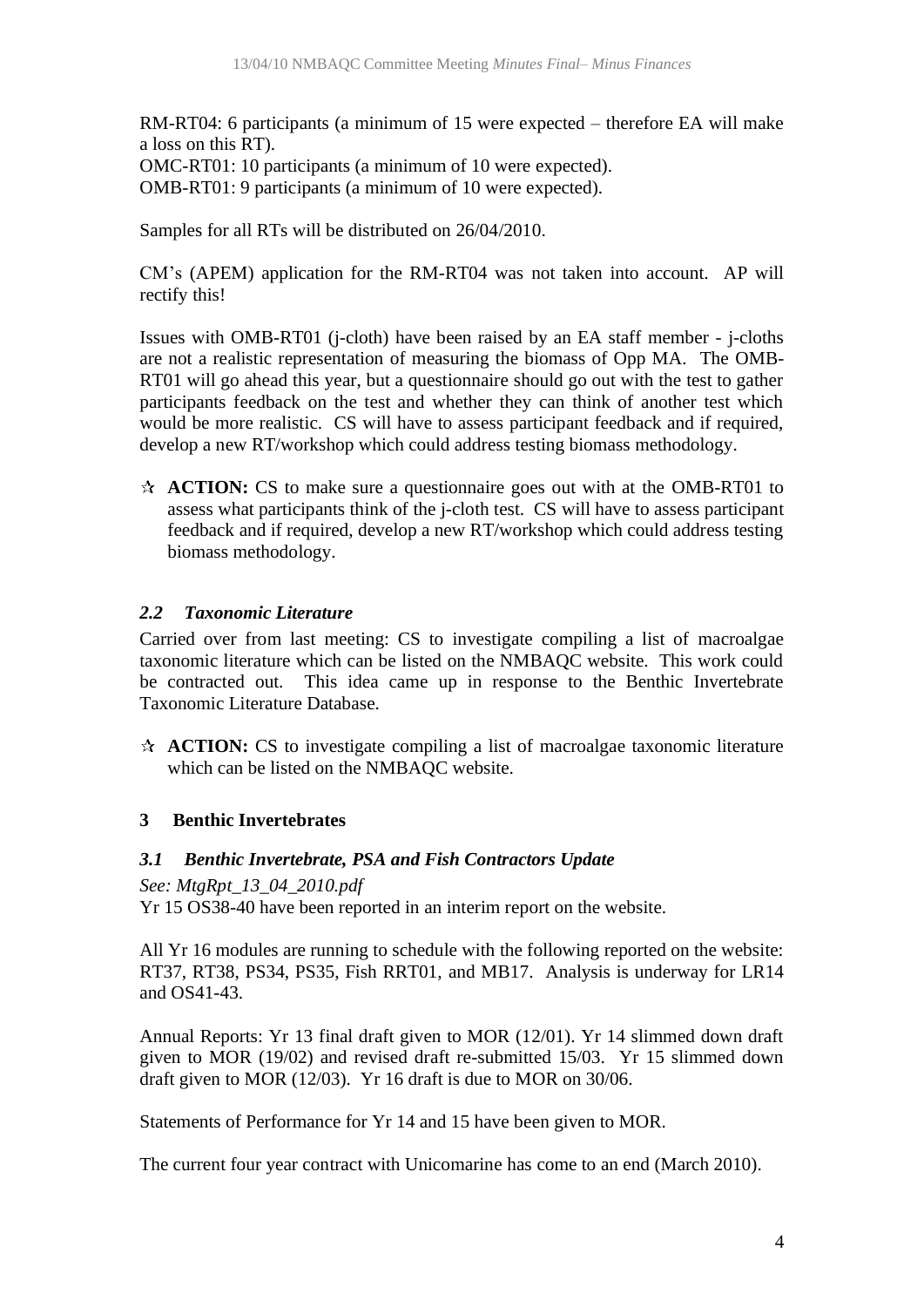RM-RT04: 6 participants (a minimum of 15 were expected – therefore EA will make a loss on this RT).
OMC-RT01: 10 participants (a minimum of 10 were expected).
OMB-RT01: 9 participants (a minimum of 10 were expected).

Samples for all RTs will be distributed on 26/04/2010.

CM's (APEM) application for the RM-RT04 was not taken into account. AP will rectify this!

Issues with OMB-RT01 (j-cloth) have been raised by an EA staff member - j-cloths are not a realistic representation of measuring the biomass of Opp MA. The OMB-RT01 will go ahead this year, but a questionnaire should go out with the test to gather participants feedback on the test and whether they can think of another test which would be more realistic. CS will have to assess participant feedback and if required, develop a new RT/workshop which could address testing biomass methodology.

- ☆ **ACTION:** CS to make sure a questionnaire goes out with at the OMB-RT01 to assess what participants think of the j-cloth test. CS will have to assess participant feedback and if required, develop a new RT/workshop which could address testing biomass methodology.

### *2.2 Taxonomic Literature*

Carried over from last meeting: CS to investigate compiling a list of macroalgae taxonomic literature which can be listed on the NMBAQC website. This work could be contracted out. This idea came up in response to the Benthic Invertebrate Taxonomic Literature Database.

- ☆ **ACTION:** CS to investigate compiling a list of macroalgae taxonomic literature which can be listed on the NMBAQC website.

## 3 Benthic Invertebrates

### *3.1 Benthic Invertebrate, PSA and Fish Contractors Update*

*See: MtgRpt_13_04_2010.pdf*
Yr 15 OS38-40 have been reported in an interim report on the website.

All Yr 16 modules are running to schedule with the following reported on the website: RT37, RT38, PS34, PS35, Fish RRT01, and MB17. Analysis is underway for LR14 and OS41-43.

Annual Reports: Yr 13 final draft given to MOR (12/01). Yr 14 slimmed down draft given to MOR (19/02) and revised draft re-submitted 15/03. Yr 15 slimmed down draft given to MOR (12/03). Yr 16 draft is due to MOR on 30/06.

Statements of Performance for Yr 14 and 15 have been given to MOR.

The current four year contract with Unicomarine has come to an end (March 2010).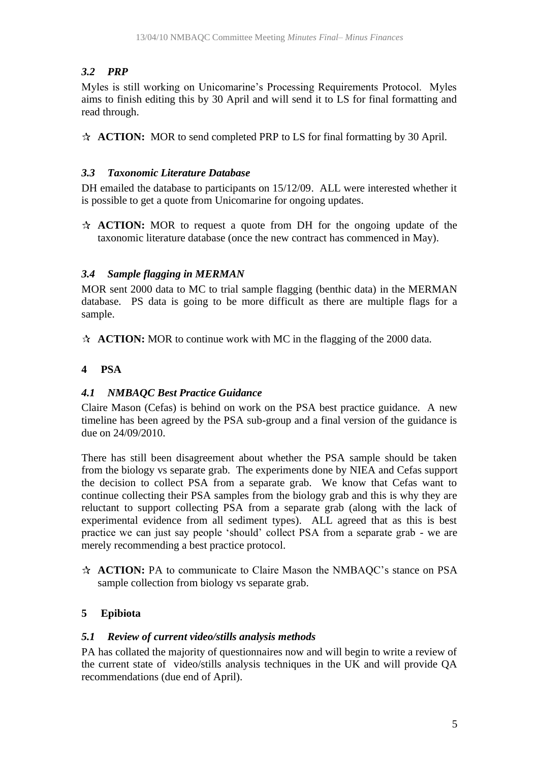### *3.2 PRP*

Myles is still working on Unicomarine's Processing Requirements Protocol. Myles aims to finish editing this by 30 April and will send it to LS for final formatting and read through.

☆ **ACTION:** MOR to send completed PRP to LS for final formatting by 30 April.

### *3.3 Taxonomic Literature Database*

DH emailed the database to participants on 15/12/09. ALL were interested whether it is possible to get a quote from Unicomarine for ongoing updates.

☆ **ACTION:** MOR to request a quote from DH for the ongoing update of the taxonomic literature database (once the new contract has commenced in May).

### *3.4 Sample flagging in MERMAN*

MOR sent 2000 data to MC to trial sample flagging (benthic data) in the MERMAN database. PS data is going to be more difficult as there are multiple flags for a sample.

☆ **ACTION:** MOR to continue work with MC in the flagging of the 2000 data.

## 4 PSA

### *4.1 NMBAQC Best Practice Guidance*

Claire Mason (Cefas) is behind on work on the PSA best practice guidance. A new timeline has been agreed by the PSA sub-group and a final version of the guidance is due on 24/09/2010.

There has still been disagreement about whether the PSA sample should be taken from the biology vs separate grab. The experiments done by NIEA and Cefas support the decision to collect PSA from a separate grab. We know that Cefas want to continue collecting their PSA samples from the biology grab and this is why they are reluctant to support collecting PSA from a separate grab (along with the lack of experimental evidence from all sediment types). ALL agreed that as this is best practice we can just say people 'should' collect PSA from a separate grab - we are merely recommending a best practice protocol.

☆ **ACTION:** PA to communicate to Claire Mason the NMBAQC's stance on PSA sample collection from biology vs separate grab.

## 5 Epibiota

### *5.1 Review of current video/stills analysis methods*

PA has collated the majority of questionnaires now and will begin to write a review of the current state of video/stills analysis techniques in the UK and will provide QA recommendations (due end of April).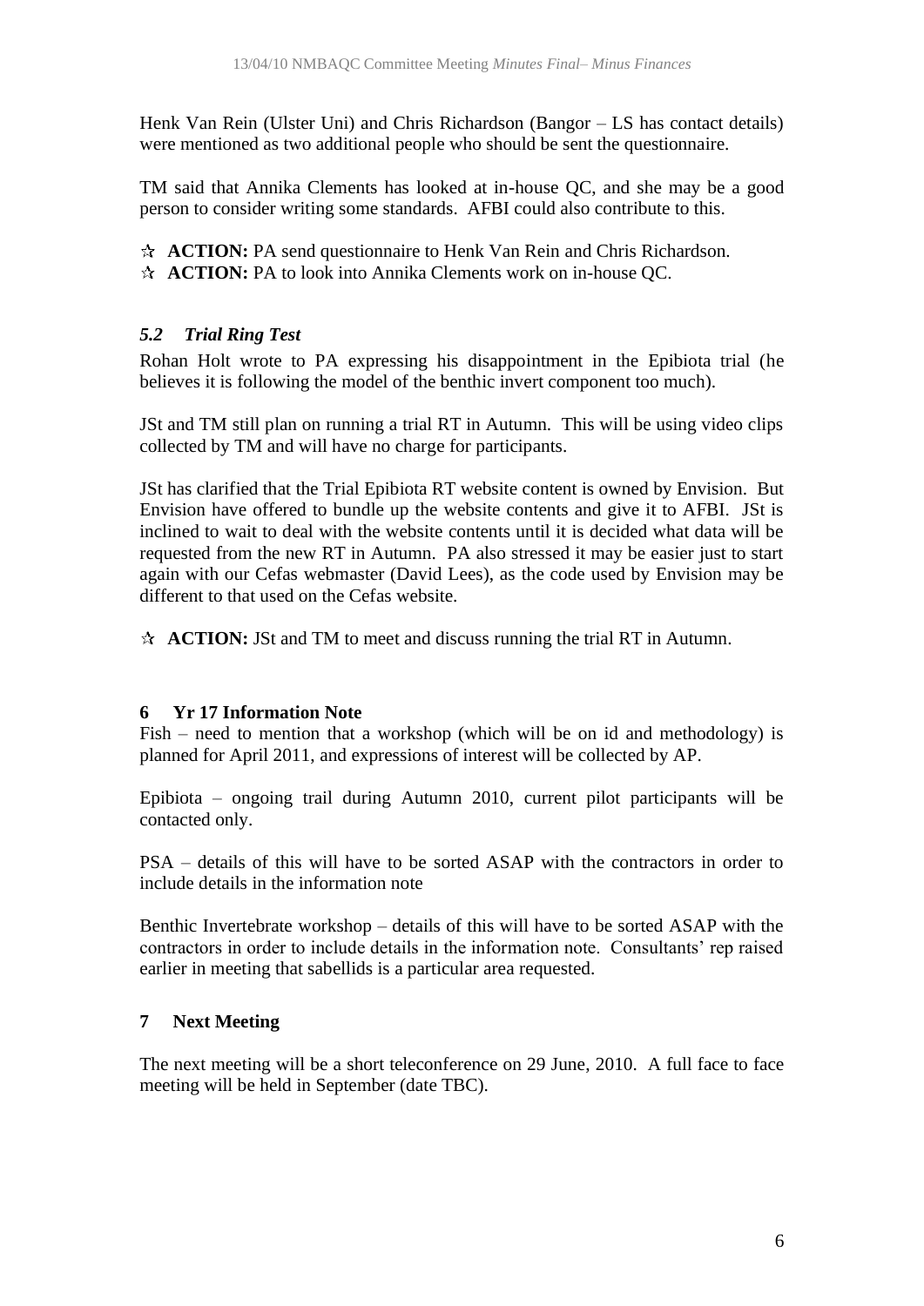Henk Van Rein (Ulster Uni) and Chris Richardson (Bangor – LS has contact details) were mentioned as two additional people who should be sent the questionnaire.

TM said that Annika Clements has looked at in-house QC, and she may be a good person to consider writing some standards. AFBI could also contribute to this.

- ✰ **ACTION:** PA send questionnaire to Henk Van Rein and Chris Richardson.
- ✰ **ACTION:** PA to look into Annika Clements work on in-house QC.

### *5.2 Trial Ring Test*

Rohan Holt wrote to PA expressing his disappointment in the Epibiota trial (he believes it is following the model of the benthic invert component too much).

JSt and TM still plan on running a trial RT in Autumn. This will be using video clips collected by TM and will have no charge for participants.

JSt has clarified that the Trial Epibiota RT website content is owned by Envision. But Envision have offered to bundle up the website contents and give it to AFBI. JSt is inclined to wait to deal with the website contents until it is decided what data will be requested from the new RT in Autumn. PA also stressed it may be easier just to start again with our Cefas webmaster (David Lees), as the code used by Envision may be different to that used on the Cefas website.

- ✰ **ACTION:** JSt and TM to meet and discuss running the trial RT in Autumn.

## 6 Yr 17 Information Note

Fish – need to mention that a workshop (which will be on id and methodology) is planned for April 2011, and expressions of interest will be collected by AP.

Epibiota – ongoing trail during Autumn 2010, current pilot participants will be contacted only.

PSA – details of this will have to be sorted ASAP with the contractors in order to include details in the information note

Benthic Invertebrate workshop – details of this will have to be sorted ASAP with the contractors in order to include details in the information note. Consultants' rep raised earlier in meeting that sabellids is a particular area requested.

## 7 Next Meeting

The next meeting will be a short teleconference on 29 June, 2010. A full face to face meeting will be held in September (date TBC).